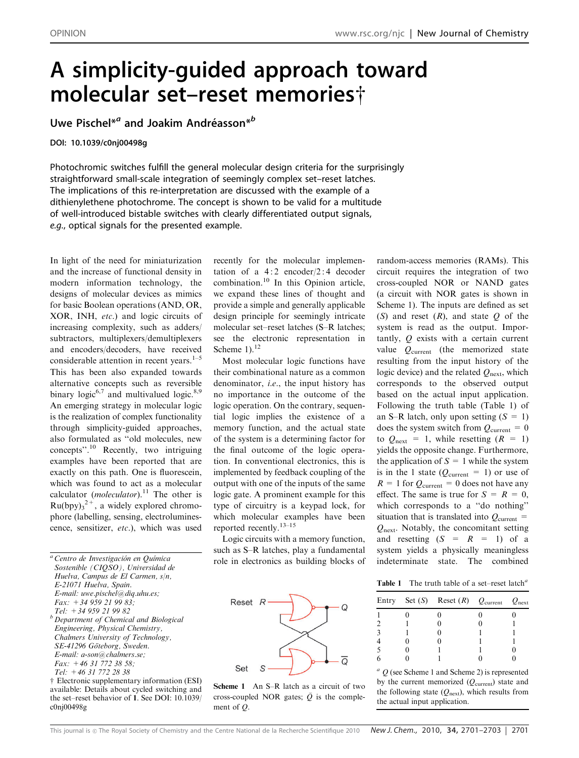# A simplicity-guided approach toward molecular set–reset memories†

**Uwe Pischel\*[a] and Joakim Andréasson\*[b]**

**DOI: 10.1039/c0nj00498g**

Photochromic switches fulfill the general molecular design criteria for the surprisingly straightforward small-scale integration of seemingly complex set–reset latches. The implications of this re-interpretation are discussed with the example of a dithienylethene photochrome. The concept is shown to be valid for a multitude of well-introduced bistable switches with clearly differentiated output signals, *e.g.*, optical signals for the presented example.

In light of the need for miniaturization and the increase of functional density in modern information technology, the designs of molecular devices as mimics for basic Boolean operations (AND, OR, XOR, INH, *etc.*) and logic circuits of increasing complexity, such as adders/subtractors, multiplexers/demultiplexers and encoders/decoders, have received considerable attention in recent years.[1–5] This has been also expanded towards alternative concepts such as reversible binary logic[6,7] and multivalued logic.[8,9] An emerging strategy in molecular logic is the realization of complex functionality through simplicity-guided approaches, also formulated as "old molecules, new concepts".[10] Recently, two intriguing examples have been reported that are exactly on this path. One is fluorescein, which was found to act as a molecular calculator (*moleculator*).[11] The other is $Ru(bpy)_3^{2+}$, a widely explored chromophore (labelling, sensing, electroluminescence, sensitizer, *etc.*), which was used recently for the molecular implementation of a 4 : 2 encoder/2 : 4 decoder combination.[10] In this Opinion article, we expand these lines of thought and provide a simple and generally applicable design principle for seemingly intricate molecular set–reset latches (S–R latches; see the electronic representation in Scheme 1).[12]

Most molecular logic functions have their combinational nature as a common denominator, *i.e.*, the input history has no importance in the outcome of the logic operation. On the contrary, sequential logic implies the existence of a memory function, and the actual state of the system is a determining factor for the final outcome of the logic operation. In conventional electronics, this is implemented by feedback coupling of the output with one of the inputs of the same logic gate. A prominent example for this type of circuitry is a keypad lock, for which molecular examples have been reported recently.[13–15]

Logic circuits with a memory function, such as S–R latches, play a fundamental role in electronics as building blocks of random-access memories (RAMs). This circuit requires the integration of two cross-coupled NOR or NAND gates (a circuit with NOR gates is shown in Scheme 1). The inputs are defined as set ($S$) and reset ($R$), and state $Q$ of the system is read as the output. Importantly, $Q$ exists with a certain current value $Q_{current}$ (the memorized state resulting from the input history of the logic device) and the related $Q_{next}$, which corresponds to the observed output based on the actual input application. Following the truth table (Table 1) of an S–R latch, only upon setting ($S$ = 1) does the system switch from $Q_{current}$ = 0 to $Q_{next}$ = 1, while resetting ($R$ = 1) yields the opposite change. Furthermore, the application of $S$ = 1 while the system is in the 1 state ($Q_{current}$ = 1) or use of $R$ = 1 for $Q_{current}$ = 0 does not have any effect. The same is true for $S$ = $R$ = 0, which corresponds to a "do nothing" situation that is translated into $Q_{current}$ = $Q_{next}$. Notably, the concomitant setting and resetting ($S$ = $R$ = 1) of a system yields a physically meaningless indeterminate state. The combined

Scheme 1 An S–R latch as a circuit of two cross-coupled NOR gates; $\bar{Q}$ is the complement of $Q$.

**Table 1** The truth table of a set–reset latch[a]

| Entry | Set ($S$) | Reset ($R$) | $Q_{current}$ | $Q_{next}$ |
|---|---|---|---|---|
| 1 | 0 | 0 | 0 | 0 |
| 2 | 1 | 0 | 0 | 1 |
| 3 | 1 | 0 | 1 | 1 |
| 4 | 0 | 0 | 1 | 1 |
| 5 | 0 | 1 | 1 | 0 |
| 6 | 0 | 1 | 0 | 0 |

[a] $Q$ (see Scheme 1 and Scheme 2) is represented by the current memorized ($Q_{current}$) state and the following state ($Q_{next}$), which results from the actual input application.

[a] Centro de Investigación en Química Sostenible (CIQSO), Universidad de Huelva, Campus de El Carmen, s/n, E-21071 Huelva, Spain. E-mail: uwe.pischel@diq.uhu.es; Fax: +34 959 21 99 83; Tel: +34 959 21 99 82

[b] Department of Chemical and Biological Engineering, Physical Chemistry, Chalmers University of Technology, SE-41296 Göteborg, Sweden. E-mail: a-son@chalmers.se; Fax: +46 31 772 38 58; Tel: +46 31 772 28 38

† Electronic supplementary information (ESI) available: Details about cycled switching and the set–reset behavior of 1. See DOI: 10.1039/c0nj00498g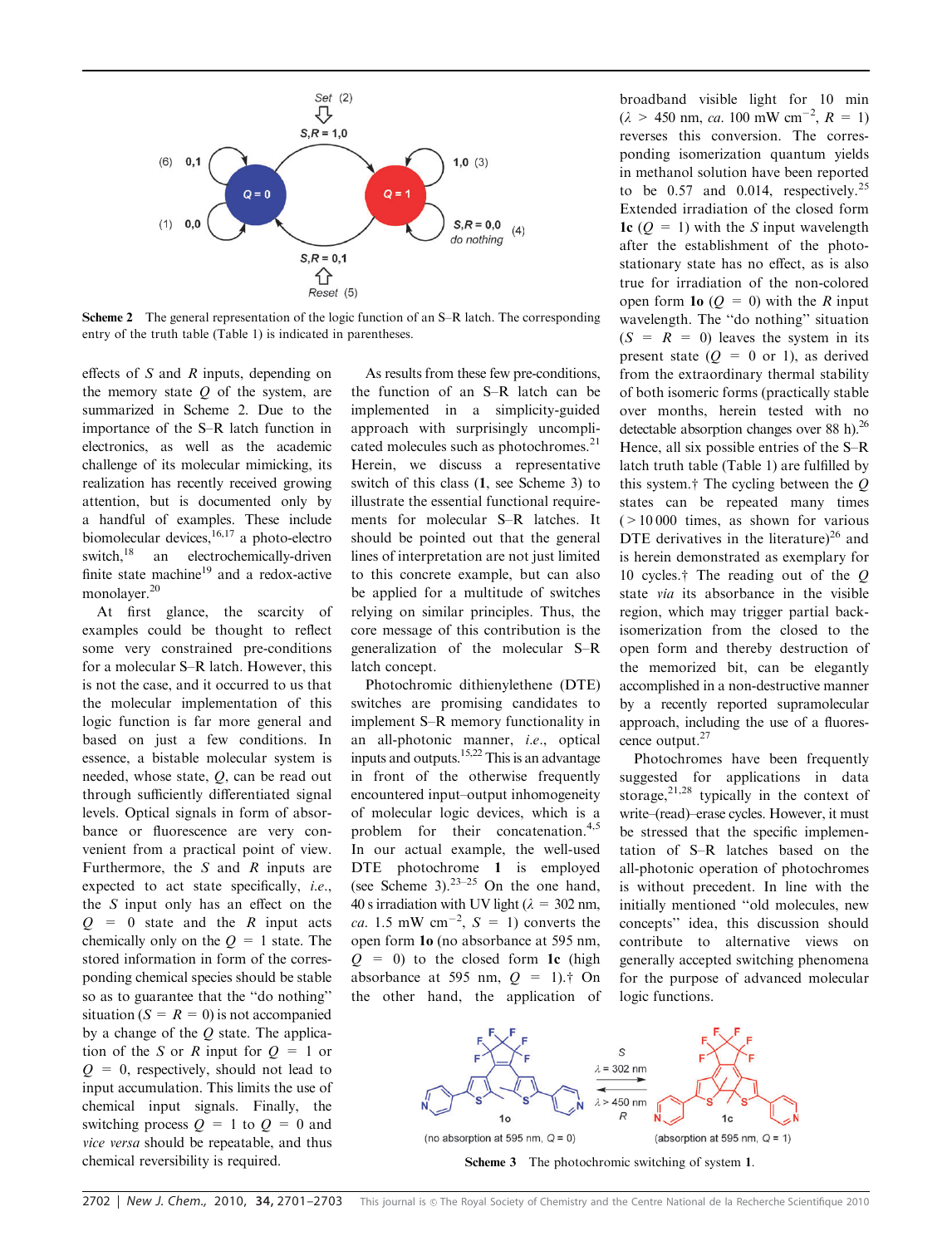Scheme 2 The general representation of the logic function of an S–R latch. The corresponding entry of the truth table (Table 1) is indicated in parentheses.

effects of $S$ and $R$ inputs, depending on the memory state $Q$ of the system, are summarized in Scheme 2. Due to the importance of the S–R latch function in electronics, as well as the academic challenge of its molecular mimicking, its realization has recently received growing attention, but is documented only by a handful of examples. These include biomolecular devices,[16,17] a photo-electro switch,[18] an electrochemically-driven finite state machine[19] and a redox-active monolayer.[20]

At first glance, the scarcity of examples could be thought to reflect some very constrained pre-conditions for a molecular S–R latch. However, this is not the case, and it occurred to us that the molecular implementation of this logic function is far more general and based on just a few conditions. In essence, a bistable molecular system is needed, whose state, $Q$, can be read out through sufficiently differentiated signal levels. Optical signals in form of absorbance or fluorescence are very convenient from a practical point of view. Furthermore, the $S$ and $R$ inputs are expected to act state specifically, *i.e.*, the $S$ input only has an effect on the $Q = 0$ state and the $R$ input acts chemically only on the $Q = 1$ state. The stored information in form of the corresponding chemical species should be stable so as to guarantee that the "do nothing" situation ($S = R = 0$) is not accompanied by a change of the $Q$ state. The application of the $S$ or $R$ input for $Q = 1$ or $Q = 0$, respectively, should not lead to input accumulation. This limits the use of chemical input signals. Finally, the switching process $Q = 1$ to $Q = 0$ and *vice versa* should be repeatable, and thus chemical reversibility is required.

As results from these few pre-conditions, the function of an S–R latch can be implemented in a simplicity-guided approach with surprisingly uncomplicated molecules such as photochromes.[21] Herein, we discuss a representative switch of this class (**1**, see Scheme 3) to illustrate the essential functional requirements for molecular S–R latches. It should be pointed out that the general lines of interpretation are not just limited to this concrete example, but can also be applied for a multitude of switches relying on similar principles. Thus, the core message of this contribution is the generalization of the molecular S–R latch concept.

Photochromic dithienylethene (DTE) switches are promising candidates to implement S–R memory functionality in an all-photonic manner, *i.e.*, optical inputs and outputs.[15,22] This is an advantage in front of the otherwise frequently encountered input–output inhomogeneity of molecular logic devices, which is a problem for their concatenation.[4,5] In our actual example, the well-used DTE photochrome **1** is employed (see Scheme 3).[23–25] On the one hand, 40 s irradiation with UV light ($\lambda$ = 302 nm, *ca.* 1.5 mW cm$^{-2}$, $S = 1$) converts the open form **1o** (no absorbance at 595 nm, $Q = 0$) to the closed form **1c** (high absorbance at 595 nm, $Q = 1$).† On the other hand, the application of broadband visible light for 10 min ($\lambda$ > 450 nm, *ca.* 100 mW cm$^{-2}$, $R = 1$) reverses this conversion. The corresponding isomerization quantum yields in methanol solution have been reported to be 0.57 and 0.014, respectively.[25] Extended irradiation of the closed form **1c** ($Q = 1$) with the $S$ input wavelength after the establishment of the photostationary state has no effect, as is also true for irradiation of the non-colored open form **1o** ($Q = 0$) with the $R$ input wavelength. The "do nothing" situation ($S = R = 0$) leaves the system in its present state ($Q = 0$ or 1), as derived from the extraordinary thermal stability of both isomeric forms (practically stable over months, herein tested with no detectable absorption changes over 88 h).[26] Hence, all six possible entries of the S–R latch truth table (Table 1) are fulfilled by this system.† The cycling between the $Q$ states can be repeated many times (> 10 000 times, as shown for various DTE derivatives in the literature)[26] and is herein demonstrated as exemplary for 10 cycles.† The reading out of the $Q$ state *via* its absorbance in the visible region, which may trigger partial back-isomerization from the closed to the open form and thereby destruction of the memorized bit, can be elegantly accomplished in a non-destructive manner by a recently reported supramolecular approach, including the use of a fluorescence output.[27]

Photochromes have been frequently suggested for applications in data storage,[21,28] typically in the context of write–(read)–erase cycles. However, it must be stressed that the specific implementation of S–R latches based on the all-photonic operation of photochromes is without precedent. In line with the initially mentioned "old molecules, new concepts" idea, this discussion should contribute to alternative views on generally accepted switching phenomena for the purpose of advanced molecular logic functions.

Scheme 3 The photochromic switching of system **1**.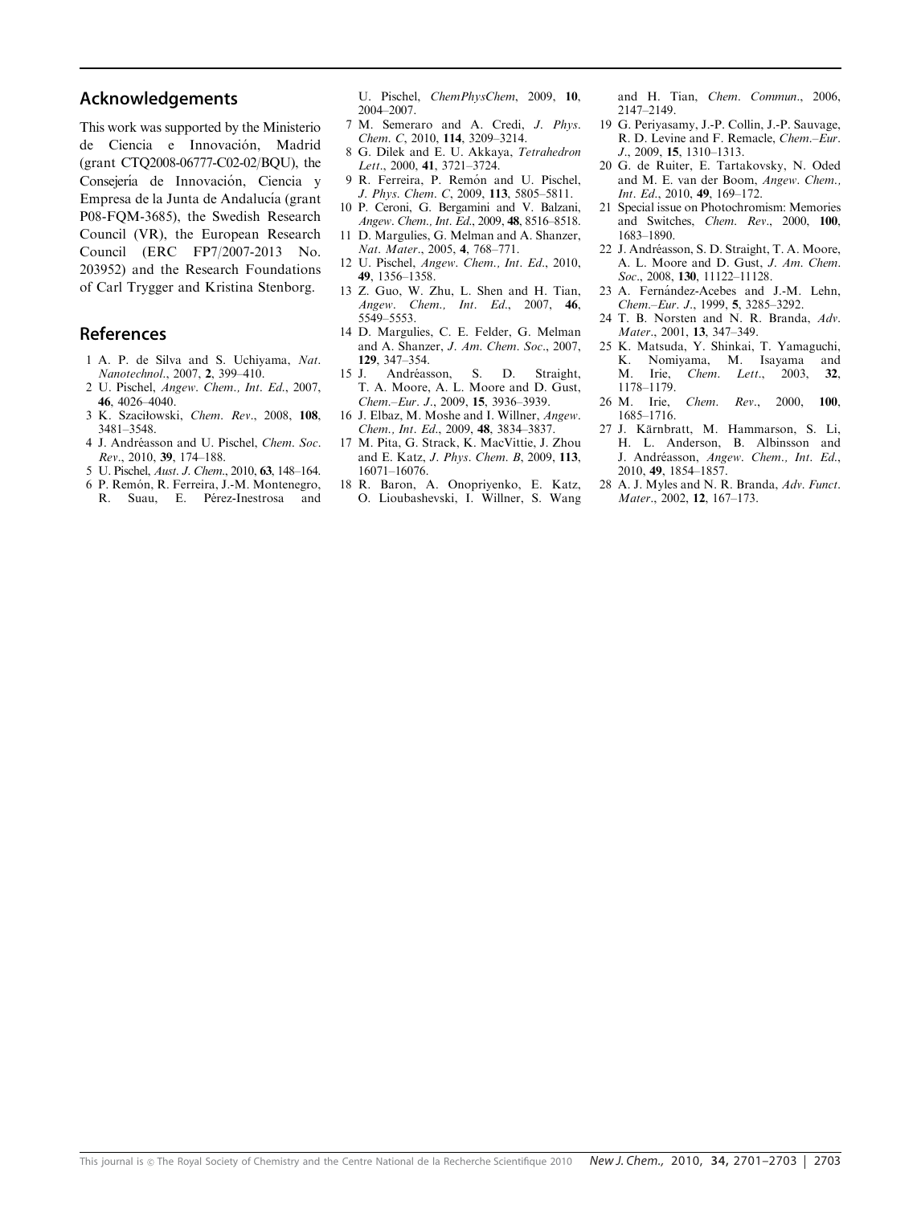## Acknowledgements

This work was supported by the Ministerio de Ciencia e Innovación, Madrid (grant CTQ2008-06777-C02-02/BQU), the Consejería de Innovación, Ciencia y Empresa de la Junta de Andalucía (grant P08-FQM-3685), the Swedish Research Council (VR), the European Research Council (ERC FP7/2007-2013 No. 203952) and the Research Foundations of Carl Trygger and Kristina Stenborg.

## References

1 A. P. de Silva and S. Uchiyama, *Nat. Nanotechnol.*, 2007, **2**, 399–410.
2 U. Pischel, *Angew. Chem., Int. Ed.*, 2007, **46**, 4026–4040.
3 K. Szaciłowski, *Chem. Rev.*, 2008, **108**, 3481–3548.
4 J. Andréasson and U. Pischel, *Chem. Soc. Rev.*, 2010, **39**, 174–188.
5 U. Pischel, *Aust. J. Chem.*, 2010, **63**, 148–164.
6 P. Remón, R. Ferreira, J.-M. Montenegro, R. Suau, E. Pérez-Inestrosa and U. Pischel, *ChemPhysChem*, 2009, **10**, 2004–2007.
7 M. Semeraro and A. Credi, *J. Phys. Chem. C*, 2010, **114**, 3209–3214.
8 G. Dilek and E. U. Akkaya, *Tetrahedron Lett.*, 2000, **41**, 3721–3724.
9 R. Ferreira, P. Remón and U. Pischel, *J. Phys. Chem. C*, 2009, **113**, 5805–5811.
10 P. Ceroni, G. Bergamini and V. Balzani, *Angew. Chem., Int. Ed.*, 2009, **48**, 8516–8518.
11 D. Margulies, G. Melman and A. Shanzer, *Nat. Mater.*, 2005, **4**, 768–771.
12 U. Pischel, *Angew. Chem., Int. Ed.*, 2010, **49**, 1356–1358.
13 Z. Guo, W. Zhu, L. Shen and H. Tian, *Angew. Chem., Int. Ed.*, 2007, **46**, 5549–5553.
14 D. Margulies, C. E. Felder, G. Melman and A. Shanzer, *J. Am. Chem. Soc.*, 2007, **129**, 347–354.
15 J. Andréasson, S. D. Straight, T. A. Moore, A. L. Moore and D. Gust, *Chem.–Eur. J.*, 2009, **15**, 3936–3939.
16 J. Elbaz, M. Moshe and I. Willner, *Angew. Chem., Int. Ed.*, 2009, **48**, 3834–3837.
17 M. Pita, G. Strack, K. MacVittie, J. Zhou and E. Katz, *J. Phys. Chem. B*, 2009, **113**, 16071–16076.
18 R. Baron, A. Onopriyenko, E. Katz, O. Lioubashevski, I. Willner, S. Wang and H. Tian, *Chem. Commun.*, 2006, 2147–2149.
19 G. Periyasamy, J.-P. Collin, J.-P. Sauvage, R. D. Levine and F. Remacle, *Chem.–Eur. J.*, 2009, **15**, 1310–1313.
20 G. de Ruiter, E. Tartakovsky, N. Oded and M. E. van der Boom, *Angew. Chem., Int. Ed.*, 2010, **49**, 169–172.
21 Special issue on Photochromism: Memories and Switches, *Chem. Rev.*, 2000, **100**, 1683–1890.
22 J. Andréasson, S. D. Straight, T. A. Moore, A. L. Moore and D. Gust, *J. Am. Chem. Soc.*, 2008, **130**, 11122–11128.
23 A. Fernández-Acebes and J.-M. Lehn, *Chem.–Eur. J.*, 1999, **5**, 3285–3292.
24 T. B. Norsten and N. R. Branda, *Adv. Mater.*, 2001, **13**, 347–349.
25 K. Matsuda, Y. Shinkai, T. Yamaguchi, K. Nomiyama, M. Isayama and M. Irie, *Chem. Lett.*, 2003, **32**, 1178–1179.
26 M. Irie, *Chem. Rev.*, 2000, **100**, 1685–1716.
27 J. Kärnbratt, M. Hammarson, S. Li, H. L. Anderson, B. Albinsson and J. Andréasson, *Angew. Chem., Int. Ed.*, 2010, **49**, 1854–1857.
28 A. J. Myles and N. R. Branda, *Adv. Funct. Mater.*, 2002, **12**, 167–173.